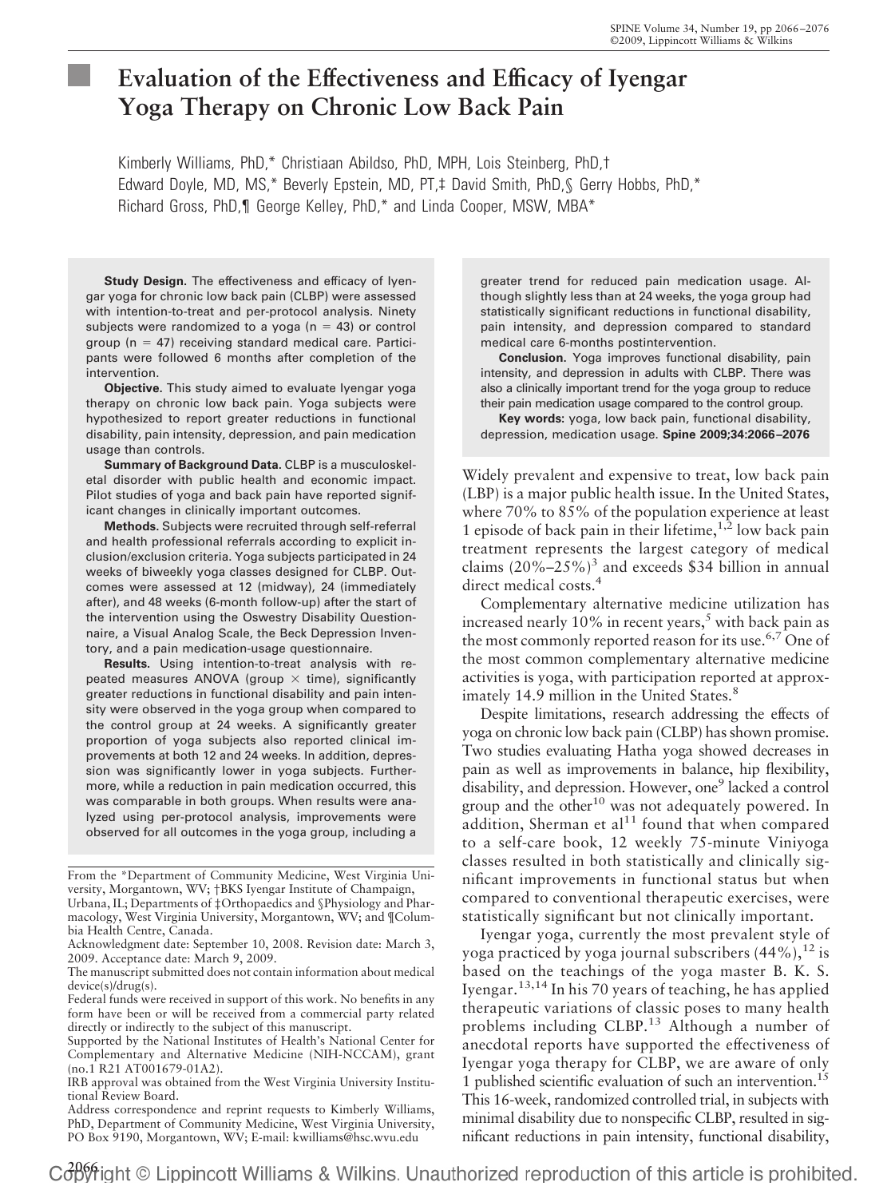# Evaluation of the Effectiveness and Efficacy of Iyengar Yoga Therapy on Chronic Low Back Pain

Kimberly Williams, PhD,* Christiaan Abildso, PhD, MPH, Lois Steinberg, PhD,† Edward Doyle, MD, MS,* Beverly Epstein, MD, PT,‡ David Smith, PhD,§ Gerry Hobbs, PhD,* Richard Gross, PhD,¶ George Kelley, PhD,* and Linda Cooper, MSW, MBA*

**Study Design.** The effectiveness and efficacy of Iyengar yoga for chronic low back pain (CLBP) were assessed with intention-to-treat and per-protocol analysis. Ninety subjects were randomized to a yoga ($n = 43$) or control group ($n = 47$) receiving standard medical care. Participants were followed 6 months after completion of the intervention.

**Objective.** This study aimed to evaluate Iyengar yoga therapy on chronic low back pain. Yoga subjects were hypothesized to report greater reductions in functional disability, pain intensity, depression, and pain medication usage than controls.

**Summary of Background Data.** CLBP is a musculoskeletal disorder with public health and economic impact. Pilot studies of yoga and back pain have reported significant changes in clinically important outcomes.

**Methods.** Subjects were recruited through self-referral and health professional referrals according to explicit inclusion/exclusion criteria. Yoga subjects participated in 24 weeks of biweekly yoga classes designed for CLBP. Outcomes were assessed at 12 (midway), 24 (immediately after), and 48 weeks (6-month follow-up) after the start of the intervention using the Oswestry Disability Questionnaire, a Visual Analog Scale, the Beck Depression Inventory, and a pain medication-usage questionnaire.

**Results.** Using intention-to-treat analysis with repeated measures ANOVA (group × time), significantly greater reductions in functional disability and pain intensity were observed in the yoga group when compared to the control group at 24 weeks. A significantly greater proportion of yoga subjects also reported clinical improvements at both 12 and 24 weeks. In addition, depression was significantly lower in yoga subjects. Furthermore, while a reduction in pain medication occurred, this was comparable in both groups. When results were analyzed using per-protocol analysis, improvements were observed for all outcomes in the yoga group, including a greater trend for reduced pain medication usage. Although slightly less than at 24 weeks, the yoga group had statistically significant reductions in functional disability, pain intensity, and depression compared to standard medical care 6-months postintervention.

**Conclusion.** Yoga improves functional disability, pain intensity, and depression in adults with CLBP. There was also a clinically important trend for the yoga group to reduce their pain medication usage compared to the control group.

**Key words:** yoga, low back pain, functional disability, depression, medication usage. **Spine 2009;34:2066–2076**

Widely prevalent and expensive to treat, low back pain (LBP) is a major public health issue. In the United States, where 70% to 85% of the population experience at least 1 episode of back pain in their lifetime,[1,2] low back pain treatment represents the largest category of medical claims (20%–25%)[3] and exceeds $34 billion in annual direct medical costs.[4]

Complementary alternative medicine utilization has increased nearly 10% in recent years,[5] with back pain as the most commonly reported reason for its use.[6,7] One of the most common complementary alternative medicine activities is yoga, with participation reported at approximately 14.9 million in the United States.[8]

Despite limitations, research addressing the effects of yoga on chronic low back pain (CLBP) has shown promise. Two studies evaluating Hatha yoga showed decreases in pain as well as improvements in balance, hip flexibility, disability, and depression. However, one[9] lacked a control group and the other[10] was not adequately powered. In addition, Sherman et al[11] found that when compared to a self-care book, 12 weekly 75-minute Viniyoga classes resulted in both statistically and clinically significant improvements in functional status but when compared to conventional therapeutic exercises, were statistically significant but not clinically important.

Iyengar yoga, currently the most prevalent style of yoga practiced by yoga journal subscribers (44%),[12] is based on the teachings of the yoga master B. K. S. Iyengar.[13,14] In his 70 years of teaching, he has applied therapeutic variations of classic poses to many health problems including CLBP.[13] Although a number of anecdotal reports have supported the effectiveness of Iyengar yoga therapy for CLBP, we are aware of only 1 published scientific evaluation of such an intervention.[15] This 16-week, randomized controlled trial, in subjects with minimal disability due to nonspecific CLBP, resulted in significant reductions in pain intensity, functional disability,

From the *Department of Community Medicine, West Virginia University, Morgantown, WV; †BKS Iyengar Institute of Champaign, Urbana, IL; Departments of ‡Orthopaedics and §Physiology and Pharmacology, West Virginia University, Morgantown, WV; and ¶Columbia Health Centre, Canada.

Acknowledgment date: September 10, 2008. Revision date: March 3, 2009. Acceptance date: March 9, 2009.

The manuscript submitted does not contain information about medical device(s)/drug(s).

Federal funds were received in support of this work. No benefits in any form have been or will be received from a commercial party related directly or indirectly to the subject of this manuscript.

Supported by the National Institutes of Health's National Center for Complementary and Alternative Medicine (NIH-NCCAM), grant (no.1 R21 AT001679-01A2).

IRB approval was obtained from the West Virginia University Institutional Review Board.

Address correspondence and reprint requests to Kimberly Williams, PhD, Department of Community Medicine, West Virginia University, PO Box 9190, Morgantown, WV; E-mail: kwilliams@hsc.wvu.edu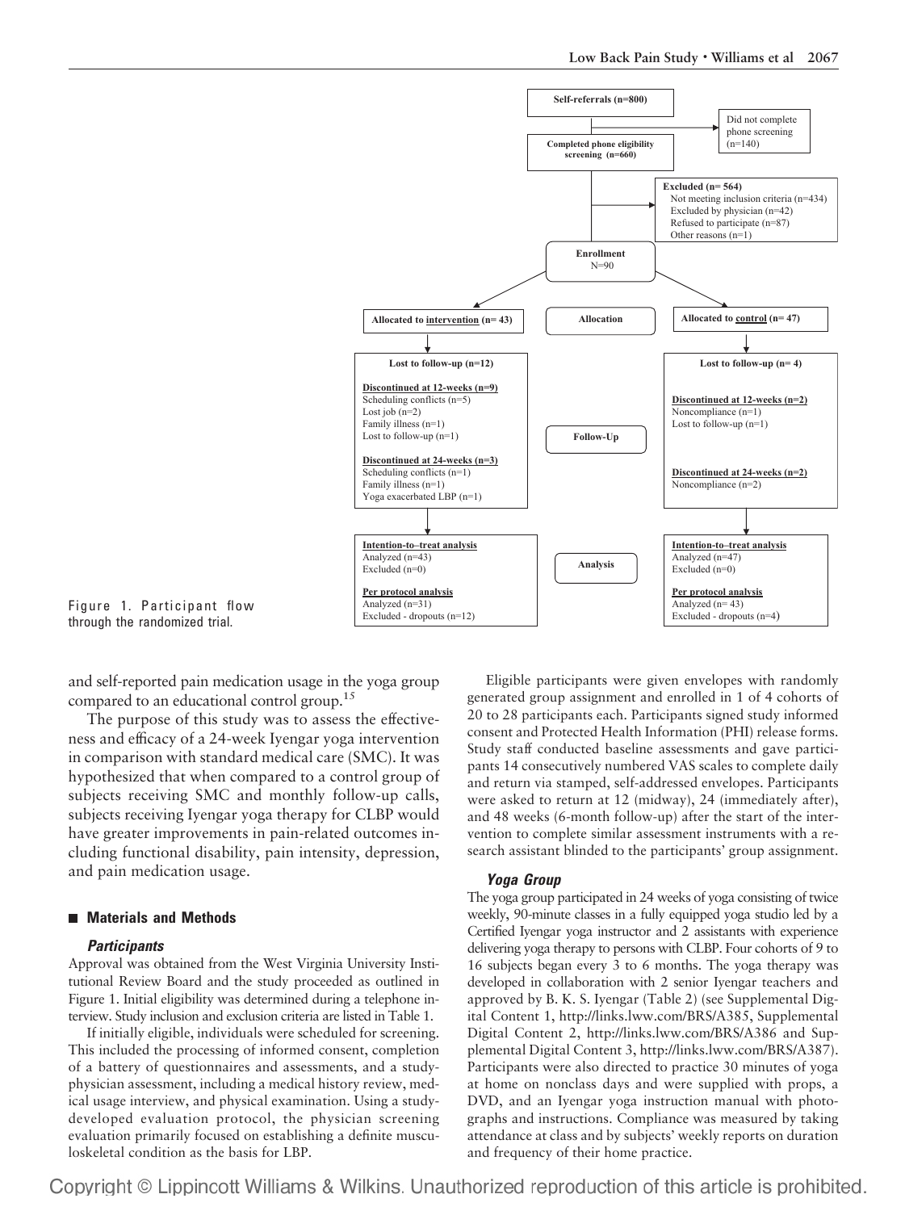Self-referrals (n=800)

Did not complete phone screening (n=140)

Completed phone eligibility screening (n=660)

Excluded (n= 564)
Not meeting inclusion criteria (n=434)
Excluded by physician (n=42)
Refused to participate (n=87)
Other reasons (n=1)

Enrollment
N=90

Allocation

Allocated to intervention (n= 43)

Allocated to control (n= 47)

Follow-Up

Lost to follow-up (n=12)

Discontinued at 12-weeks (n=9)
Scheduling conflicts (n=5)
Lost job (n=2)
Family illness (n=1)
Lost to follow-up (n=1)

Discontinued at 24-weeks (n=3)
Scheduling conflicts (n=1)
Family illness (n=1)
Yoga exacerbated LBP (n=1)

Lost to follow-up (n= 4)

Discontinued at 12-weeks (n=2)
Noncompliance (n=1)
Lost to follow-up (n=1)

Discontinued at 24-weeks (n=2)
Noncompliance (n=2)

Analysis

Intention-to–treat analysis
Analyzed (n=43)
Excluded (n=0)

Per protocol analysis
Analyzed (n=31)
Excluded - dropouts (n=12)

Intention-to–treat analysis
Analyzed (n=47)
Excluded (n=0)

Per protocol analysis
Analyzed (n= 43)
Excluded - dropouts (n=4)

Figure 1. Participant flow through the randomized trial.

and self-reported pain medication usage in the yoga group compared to an educational control group.[15]

The purpose of this study was to assess the effectiveness and efficacy of a 24-week Iyengar yoga intervention in comparison with standard medical care (SMC). It was hypothesized that when compared to a control group of subjects receiving SMC and monthly follow-up calls, subjects receiving Iyengar yoga therapy for CLBP would have greater improvements in pain-related outcomes including functional disability, pain intensity, depression, and pain medication usage.

## Materials and Methods

### Participants

Approval was obtained from the West Virginia University Institutional Review Board and the study proceeded as outlined in Figure 1. Initial eligibility was determined during a telephone interview. Study inclusion and exclusion criteria are listed in Table 1.

If initially eligible, individuals were scheduled for screening. This included the processing of informed consent, completion of a battery of questionnaires and assessments, and a study-physician assessment, including a medical history review, medical usage interview, and physical examination. Using a study-developed evaluation protocol, the physician screening evaluation primarily focused on establishing a definite musculoskeletal condition as the basis for LBP.

Eligible participants were given envelopes with randomly generated group assignment and enrolled in 1 of 4 cohorts of 20 to 28 participants each. Participants signed study informed consent and Protected Health Information (PHI) release forms. Study staff conducted baseline assessments and gave participants 14 consecutively numbered VAS scales to complete daily and return via stamped, self-addressed envelopes. Participants were asked to return at 12 (midway), 24 (immediately after), and 48 weeks (6-month follow-up) after the start of the intervention to complete similar assessment instruments with a research assistant blinded to the participants' group assignment.

### Yoga Group

The yoga group participated in 24 weeks of yoga consisting of twice weekly, 90-minute classes in a fully equipped yoga studio led by a Certified Iyengar yoga instructor and 2 assistants with experience delivering yoga therapy to persons with CLBP. Four cohorts of 9 to 16 subjects began every 3 to 6 months. The yoga therapy was developed in collaboration with 2 senior Iyengar teachers and approved by B. K. S. Iyengar (Table 2) (see Supplemental Digital Content 1, http://links.lww.com/BRS/A385, Supplemental Digital Content 2, http://links.lww.com/BRS/A386 and Supplemental Digital Content 3, http://links.lww.com/BRS/A387). Participants were also directed to practice 30 minutes of yoga at home on nonclass days and were supplied with props, a DVD, and an Iyengar yoga instruction manual with photographs and instructions. Compliance was measured by taking attendance at class and by subjects' weekly reports on duration and frequency of their home practice.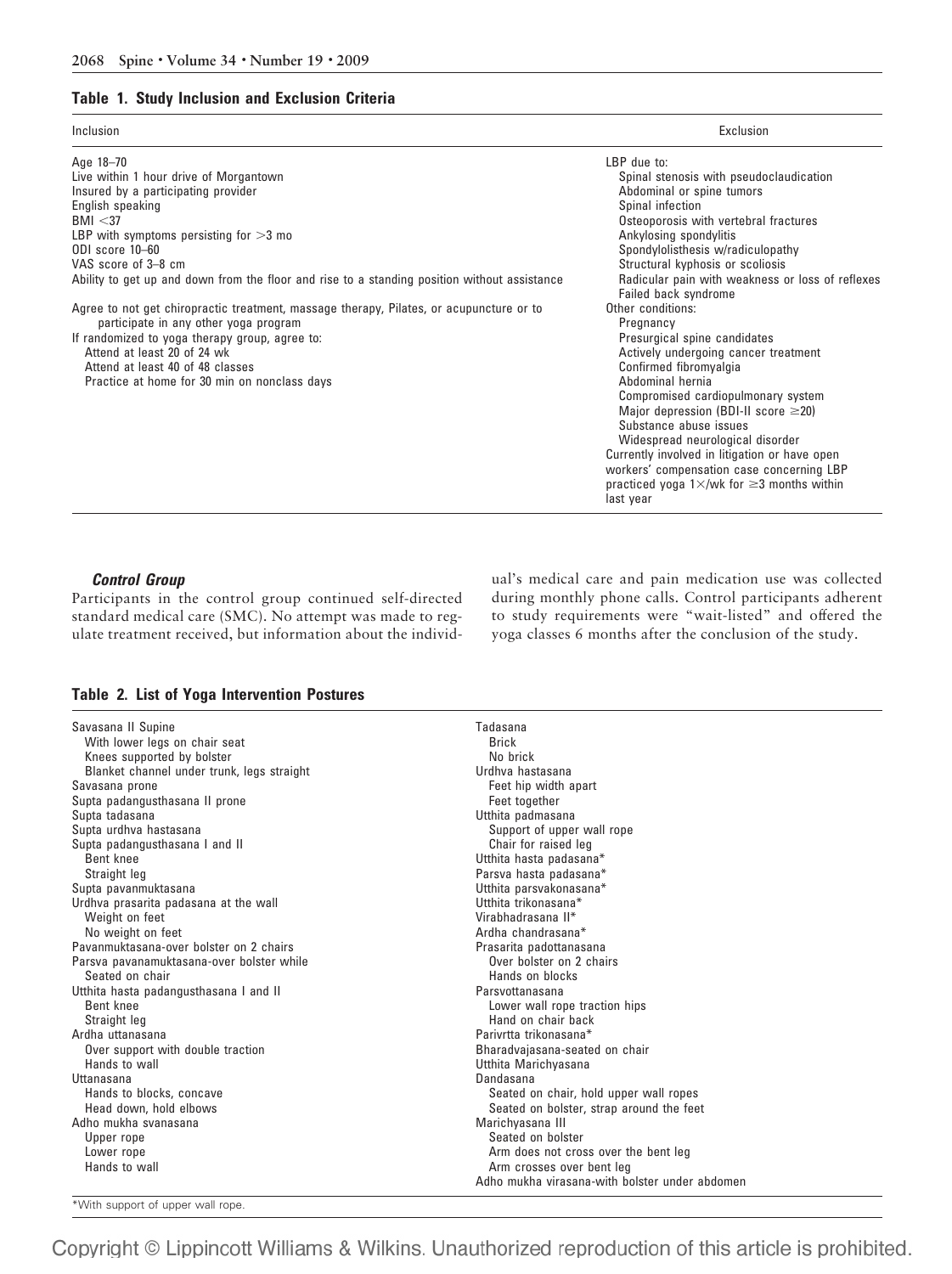**Table 1. Study Inclusion and Exclusion Criteria**

| Inclusion | Exclusion |
|---|---|
| Age 18–70 | LBP due to: |
| Live within 1 hour drive of Morgantown | Spinal stenosis with pseudoclaudication |
| Insured by a participating provider | Abdominal or spine tumors |
| English speaking | Spinal infection |
| BMI <37 | Osteoporosis with vertebral fractures |
| LBP with symptoms persisting for >3 mo | Ankylosing spondylitis |
| ODI score 10–60 | Spondylolisthesis w/radiculopathy |
| VAS score of 3–8 cm | Structural kyphosis or scoliosis |
| Ability to get up and down from the floor and rise to a standing position without assistance | Radicular pain with weakness or loss of reflexes |
| | Failed back syndrome |
| Agree to not get chiropractic treatment, massage therapy, Pilates, or acupuncture or to participate in any other yoga program | Other conditions: |
| If randomized to yoga therapy group, agree to: | Pregnancy |
| Attend at least 20 of 24 wk | Presurgical spine candidates |
| Attend at least 40 of 48 classes | Actively undergoing cancer treatment |
| Practice at home for 30 min on nonclass days | Confirmed fibromyalgia |
| | Abdominal hernia |
| | Compromised cardiopulmonary system |
| | Major depression (BDI-II score ≥20) |
| | Substance abuse issues |
| | Widespread neurological disorder |
| | Currently involved in litigation or have open workers' compensation case concerning LBP |
| | practiced yoga 1×/wk for ≥3 months within last year |

### *Control Group*

Participants in the control group continued self-directed standard medical care (SMC). No attempt was made to regulate treatment received, but information about the individual's medical care and pain medication use was collected during monthly phone calls. Control participants adherent to study requirements were "wait-listed" and offered the yoga classes 6 months after the conclusion of the study.

**Table 2. List of Yoga Intervention Postures**

| | |
|---|---|
| Savasana II Supine | Tadasana |
| With lower legs on chair seat | Brick |
| Knees supported by bolster | No brick |
| Blanket channel under trunk, legs straight | Urdhva hastasana |
| Savasana prone | Feet hip width apart |
| Supta padangusthasana II prone | Feet together |
| Supta tadasana | Utthita padmasana |
| Supta urdhva hastasana | Support of upper wall rope |
| Supta padangusthasana I and II | Chair for raised leg |
| Bent knee | Utthita hasta padasana* |
| Straight leg | Parsva hasta padasana* |
| Supta pavanmuktasana | Utthita parsvakonasana* |
| Urdhva prasarita padasana at the wall | Utthita trikonasana* |
| Weight on feet | Virabhadrasana II* |
| No weight on feet | Ardha chandrasana* |
| Pavanmuktasana-over bolster on 2 chairs | Prasarita padottanasana |
| Parsva pavanamuktasana-over bolster while | Over bolster on 2 chairs |
| Seated on chair | Hands on blocks |
| Utthita hasta padangusthasana I and II | Parsvottanasana |
| Bent knee | Lower wall rope traction hips |
| Straight leg | Hand on chair back |
| Ardha uttanasana | Parivrtta trikonasana* |
| Over support with double traction | Bharadvajasana-seated on chair |
| Hands to wall | Utthita Marichyasana |
| Uttanasana | Dandasana |
| Hands to blocks, concave | Seated on chair, hold upper wall ropes |
| Head down, hold elbows | Seated on bolster, strap around the feet |
| Adho mukha svanasana | Marichyasana III |
| Upper rope | Seated on bolster |
| Lower rope | Arm does not cross over the bent leg |
| Hands to wall | Arm crosses over bent leg |
| | Adho mukha virasana-with bolster under abdomen |

*With support of upper wall rope.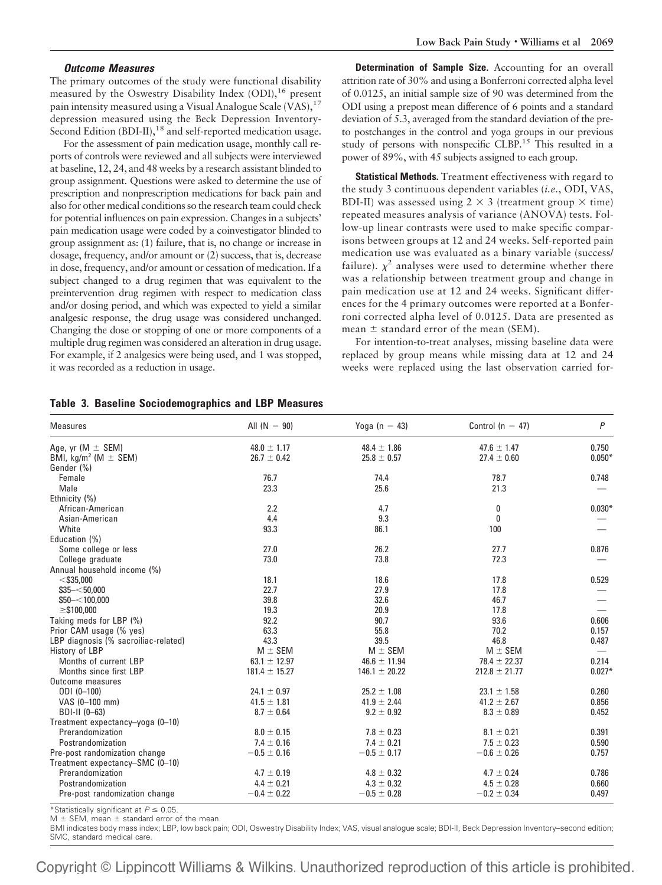### *Outcome Measures*

The primary outcomes of the study were functional disability measured by the Oswestry Disability Index (ODI),[16] present pain intensity measured using a Visual Analogue Scale (VAS),[17] depression measured using the Beck Depression Inventory-Second Edition (BDI-II),[18] and self-reported medication usage.

For the assessment of pain medication usage, monthly call reports of controls were reviewed and all subjects were interviewed at baseline, 12, 24, and 48 weeks by a research assistant blinded to group assignment. Questions were asked to determine the use of prescription and nonprescription medications for back pain and also for other medical conditions so the research team could check for potential influences on pain expression. Changes in a subjects' pain medication usage were coded by a coinvestigator blinded to group assignment as: (1) failure, that is, no change or increase in dosage, frequency, and/or amount or (2) success, that is, decrease in dose, frequency, and/or amount or cessation of medication. If a subject changed to a drug regimen that was equivalent to the preintervention drug regimen with respect to medication class and/or dosing period, and which was expected to yield a similar analgesic response, the drug usage was considered unchanged. Changing the dose or stopping of one or more components of a multiple drug regimen was considered an alteration in drug usage. For example, if 2 analgesics were being used, and 1 was stopped, it was recorded as a reduction in usage.

**Determination of Sample Size.** Accounting for an overall attrition rate of 30% and using a Bonferroni corrected alpha level of 0.0125, an initial sample size of 90 was determined from the ODI using a prepost mean difference of 6 points and a standard deviation of 5.3, averaged from the standard deviation of the pre- to postchanges in the control and yoga groups in our previous study of persons with nonspecific CLBP.[15] This resulted in a power of 89%, with 45 subjects assigned to each group.

**Statistical Methods.** Treatment effectiveness with regard to the study 3 continuous dependent variables (*i.e.*, ODI, VAS, BDI-II) was assessed using $2 \times 3$ (treatment group $\times$ time) repeated measures analysis of variance (ANOVA) tests. Follow-up linear contrasts were used to make specific comparisons between groups at 12 and 24 weeks. Self-reported pain medication use was evaluated as a binary variable (success/failure). $\chi^2$ analyses were used to determine whether there was a relationship between treatment group and change in pain medication use at 12 and 24 weeks. Significant differences for the 4 primary outcomes were reported at a Bonferroni corrected alpha level of 0.0125. Data are presented as mean $\pm$ standard error of the mean (SEM).

For intention-to-treat analyses, missing baseline data were replaced by group means while missing data at 12 and 24 weeks were replaced using the last observation carried for-

**Table 3. Baseline Sociodemographics and LBP Measures**

| Measures | All (N = 90) | Yoga (n = 43) | Control (n = 47) | *P* |
|---|---|---|---|---|
| Age, yr (M ± SEM) | 48.0 ± 1.17 | 48.4 ± 1.86 | 47.6 ± 1.47 | 0.750 |
| BMI, kg/m$^2$ (M ± SEM) | 26.7 ± 0.42 | 25.8 ± 0.57 | 27.4 ± 0.60 | 0.050* |
| Gender (%) | | | | |
| Female | 76.7 | 74.4 | 78.7 | 0.748 |
| Male | 23.3 | 25.6 | 21.3 | — |
| Ethnicity (%) | | | | |
| African-American | 2.2 | 4.7 | 0 | 0.030* |
| Asian-American | 4.4 | 9.3 | 0 | — |
| White | 93.3 | 86.1 | 100 | — |
| Education (%) | | | | |
| Some college or less | 27.0 | 26.2 | 27.7 | 0.876 |
| College graduate | 73.0 | 73.8 | 72.3 | — |
| Annual household income (%) | | | | |
| <\$35,000 | 18.1 | 18.6 | 17.8 | 0.529 |
| \$35–<50,000 | 22.7 | 27.9 | 17.8 | — |
| \$50–<100,000 | 39.8 | 32.6 | 46.7 | — |
| ≥\$100,000 | 19.3 | 20.9 | 17.8 | — |
| Taking meds for LBP (%) | 92.2 | 90.7 | 93.6 | 0.606 |
| Prior CAM usage (% yes) | 63.3 | 55.8 | 70.2 | 0.157 |
| LBP diagnosis (% sacroiliac-related) | 43.3 | 39.5 | 46.8 | 0.487 |
| History of LBP | M ± SEM | M ± SEM | M ± SEM | — |
| Months of current LBP | 63.1 ± 12.97 | 46.6 ± 11.94 | 78.4 ± 22.37 | 0.214 |
| Months since first LBP | 181.4 ± 15.27 | 146.1 ± 20.22 | 212.8 ± 21.77 | 0.027* |
| Outcome measures | | | | |
| ODI (0–100) | 24.1 ± 0.97 | 25.2 ± 1.08 | 23.1 ± 1.58 | 0.260 |
| VAS (0–100 mm) | 41.5 ± 1.81 | 41.9 ± 2.44 | 41.2 ± 2.67 | 0.856 |
| BDI-II (0–63) | 8.7 ± 0.64 | 9.2 ± 0.92 | 8.3 ± 0.89 | 0.452 |
| Treatment expectancy–yoga (0–10) | | | | |
| Prerandomization | 8.0 ± 0.15 | 7.8 ± 0.23 | 8.1 ± 0.21 | 0.391 |
| Postrandomization | 7.4 ± 0.16 | 7.4 ± 0.21 | 7.5 ± 0.23 | 0.590 |
| Pre-post randomization change | −0.5 ± 0.16 | −0.5 ± 0.17 | −0.6 ± 0.26 | 0.757 |
| Treatment expectancy–SMC (0–10) | | | | |
| Prerandomization | 4.7 ± 0.19 | 4.8 ± 0.32 | 4.7 ± 0.24 | 0.786 |
| Postrandomization | 4.4 ± 0.21 | 4.3 ± 0.32 | 4.5 ± 0.28 | 0.660 |
| Pre-post randomization change | −0.4 ± 0.22 | −0.5 ± 0.28 | −0.2 ± 0.34 | 0.497 |

*Statistically significant at $P \leq 0.05$.

M ± SEM, mean ± standard error of the mean.

BMI indicates body mass index; LBP, low back pain; ODI, Oswestry Disability Index; VAS, visual analogue scale; BDI-II, Beck Depression Inventory–second edition; SMC, standard medical care.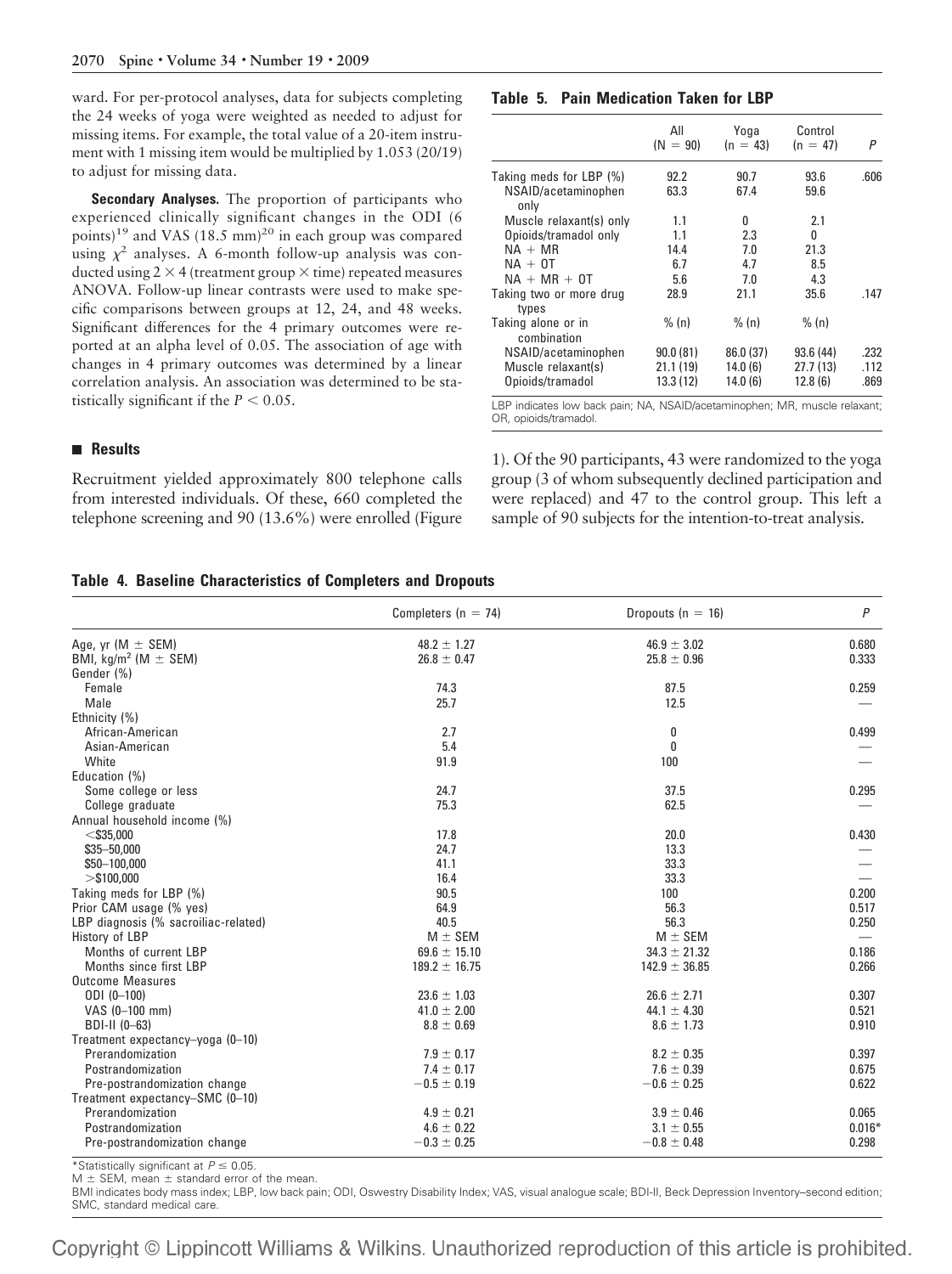ward. For per-protocol analyses, data for subjects completing the 24 weeks of yoga were weighted as needed to adjust for missing items. For example, the total value of a 20-item instrument with 1 missing item would be multiplied by 1.053 (20/19) to adjust for missing data.

**Secondary Analyses.** The proportion of participants who experienced clinically significant changes in the ODI (6 points)[19] and VAS (18.5 mm)[20] in each group was compared using $\chi^2$ analyses. A 6-month follow-up analysis was conducted using $2 \times 4$ (treatment group $\times$ time) repeated measures ANOVA. Follow-up linear contrasts were used to make specific comparisons between groups at 12, 24, and 48 weeks. Significant differences for the 4 primary outcomes were reported at an alpha level of 0.05. The association of age with changes in 4 primary outcomes was determined by a linear correlation analysis. An association was determined to be statistically significant if the $P < 0.05$.

## Results

Recruitment yielded approximately 800 telephone calls from interested individuals. Of these, 660 completed the telephone screening and 90 (13.6%) were enrolled (Figure 1). Of the 90 participants, 43 were randomized to the yoga group (3 of whom subsequently declined participation and were replaced) and 47 to the control group. This left a sample of 90 subjects for the intention-to-treat analysis.

**Table 5. Pain Medication Taken for LBP**

| | All (N = 90) | Yoga (n = 43) | Control (n = 47) | P |
|---|---|---|---|---|
| Taking meds for LBP (%) | 92.2 | 90.7 | 93.6 | .606 |
| NSAID/acetaminophen only | 63.3 | 67.4 | 59.6 | |
| Muscle relaxant(s) only | 1.1 | 0 | 2.1 | |
| Opioids/tramadol only | 1.1 | 2.3 | 0 | |
| NA + MR | 14.4 | 7.0 | 21.3 | |
| NA + OT | 6.7 | 4.7 | 8.5 | |
| NA + MR + OT | 5.6 | 7.0 | 4.3 | |
| Taking two or more drug types | 28.9 | 21.1 | 35.6 | .147 |
| Taking alone or in combination | % (n) | % (n) | % (n) | |
| NSAID/acetaminophen | 90.0 (81) | 86.0 (37) | 93.6 (44) | .232 |
| Muscle relaxant(s) | 21.1 (19) | 14.0 (6) | 27.7 (13) | .112 |
| Opioids/tramadol | 13.3 (12) | 14.0 (6) | 12.8 (6) | .869 |

LBP indicates low back pain; NA, NSAID/acetaminophen; MR, muscle relaxant; OR, opioids/tramadol.

**Table 4. Baseline Characteristics of Completers and Dropouts**

| | Completers (n = 74) | Dropouts (n = 16) | P |
|---|---|---|---|
| Age, yr (M ± SEM) | 48.2 ± 1.27 | 46.9 ± 3.02 | 0.680 |
| BMI, kg/m² (M ± SEM) | 26.8 ± 0.47 | 25.8 ± 0.96 | 0.333 |
| Gender (%) | | | |
| Female | 74.3 | 87.5 | 0.259 |
| Male | 25.7 | 12.5 | — |
| Ethnicity (%) | | | |
| African-American | 2.7 | 0 | 0.499 |
| Asian-American | 5.4 | 0 | — |
| White | 91.9 | 100 | — |
| Education (%) | | | |
| Some college or less | 24.7 | 37.5 | 0.295 |
| College graduate | 75.3 | 62.5 | — |
| Annual household income (%) | | | |
| <$35,000 | 17.8 | 20.0 | 0.430 |
| $35–50,000 | 24.7 | 13.3 | — |
| $50–100,000 | 41.1 | 33.3 | — |
| >$100,000 | 16.4 | 33.3 | — |
| Taking meds for LBP (%) | 90.5 | 100 | 0.200 |
| Prior CAM usage (% yes) | 64.9 | 56.3 | 0.517 |
| LBP diagnosis (% sacroiliac-related) | 40.5 | 56.3 | 0.250 |
| History of LBP | M ± SEM | M ± SEM | — |
| Months of current LBP | 69.6 ± 15.10 | 34.3 ± 21.32 | 0.186 |
| Months since first LBP | 189.2 ± 16.75 | 142.9 ± 36.85 | 0.266 |
| Outcome Measures | | | |
| ODI (0–100) | 23.6 ± 1.03 | 26.6 ± 2.71 | 0.307 |
| VAS (0–100 mm) | 41.0 ± 2.00 | 44.1 ± 4.30 | 0.521 |
| BDI-II (0–63) | 8.8 ± 0.69 | 8.6 ± 1.73 | 0.910 |
| Treatment expectancy–yoga (0–10) | | | |
| Prerandomization | 7.9 ± 0.17 | 8.2 ± 0.35 | 0.397 |
| Postrandomization | 7.4 ± 0.17 | 7.6 ± 0.39 | 0.675 |
| Pre-postrandomization change | −0.5 ± 0.19 | −0.6 ± 0.25 | 0.622 |
| Treatment expectancy–SMC (0–10) | | | |
| Prerandomization | 4.9 ± 0.21 | 3.9 ± 0.46 | 0.065 |
| Postrandomization | 4.6 ± 0.22 | 3.1 ± 0.55 | 0.016* |
| Pre-postrandomization change | −0.3 ± 0.25 | −0.8 ± 0.48 | 0.298 |

*Statistically significant at $P \leq 0.05$.

M ± SEM, mean ± standard error of the mean.

BMI indicates body mass index; LBP, low back pain; ODI, Oswestry Disability Index; VAS, visual analogue scale; BDI-II, Beck Depression Inventory–second edition; SMC, standard medical care.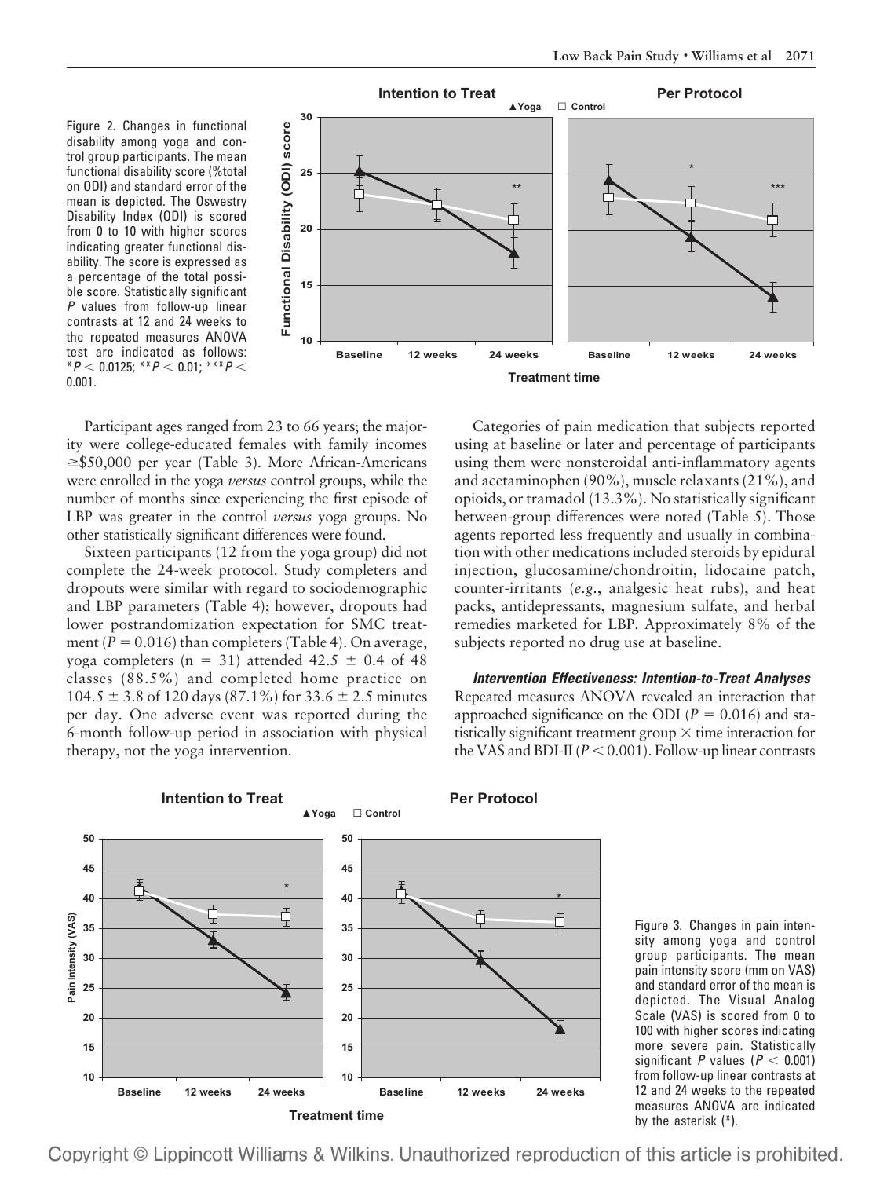Figure 2. Changes in functional disability among yoga and control group participants. The mean functional disability score (%total on ODI) and standard error of the mean is depicted. The Oswestry Disability Index (ODI) is scored from 0 to 10 with higher scores indicating greater functional disability. The score is expressed as a percentage of the total possible score. Statistically significant $P$ values from follow-up linear contrasts at 12 and 24 weeks to the repeated measures ANOVA test are indicated as follows: *$P < 0.0125$; **$P < 0.01$; ***$P < 0.001$.

Participant ages ranged from 23 to 66 years; the majority were college-educated females with family incomes ≥\$50,000 per year (Table 3). More African-Americans were enrolled in the yoga *versus* control groups, while the number of months since experiencing the first episode of LBP was greater in the control *versus* yoga groups. No other statistically significant differences were found.

Sixteen participants (12 from the yoga group) did not complete the 24-week protocol. Study completers and dropouts were similar with regard to sociodemographic and LBP parameters (Table 4); however, dropouts had lower postrandomization expectation for SMC treatment ($P = 0.016$) than completers (Table 4). On average, yoga completers (n = 31) attended 42.5 ± 0.4 of 48 classes (88.5%) and completed home practice on 104.5 ± 3.8 of 120 days (87.1%) for 33.6 ± 2.5 minutes per day. One adverse event was reported during the 6-month follow-up period in association with physical therapy, not the yoga intervention.

Categories of pain medication that subjects reported using at baseline or later and percentage of participants using them were nonsteroidal anti-inflammatory agents and acetaminophen (90%), muscle relaxants (21%), and opioids, or tramadol (13.3%). No statistically significant between-group differences were noted (Table 5). Those agents reported less frequently and usually in combination with other medications included steroids by epidural injection, glucosamine/chondroitin, lidocaine patch, counter-irritants (*e.g.*, analgesic heat rubs), and heat packs, antidepressants, magnesium sulfate, and herbal remedies marketed for LBP. Approximately 8% of the subjects reported no drug use at baseline.

### *Intervention Effectiveness: Intention-to-Treat Analyses*

Repeated measures ANOVA revealed an interaction that approached significance on the ODI ($P = 0.016$) and statistically significant treatment group × time interaction for the VAS and BDI-II ($P < 0.001$). Follow-up linear contrasts

Figure 3. Changes in pain intensity among yoga and control group participants. The mean pain intensity score (mm on VAS) and standard error of the mean is depicted. The Visual Analog Scale (VAS) is scored from 0 to 100 with higher scores indicating more severe pain. Statistically significant $P$ values ($P < 0.001$) from follow-up linear contrasts at 12 and 24 weeks to the repeated measures ANOVA test are indicated by the asterisk (*).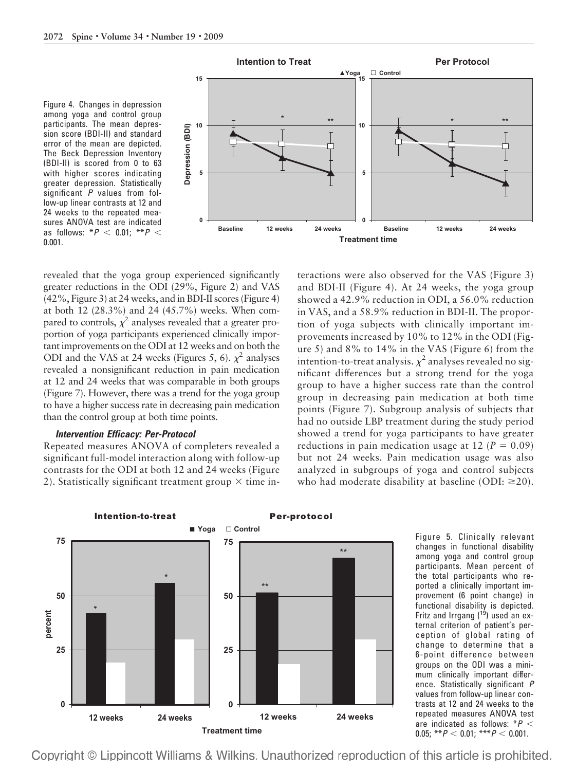Figure 4. Changes in depression among yoga and control group participants. The mean depression score (BDI-II) and standard error of the mean are depicted. The Beck Depression Inventory (BDI-II) is scored from 0 to 63 with higher scores indicating greater depression. Statistically significant *P* values from follow-up linear contrasts at 12 and 24 weeks to the repeated measures ANOVA test are indicated as follows: $*P < 0.01$; $**P < 0.001$.

revealed that the yoga group experienced significantly greater reductions in the ODI (29%, Figure 2) and VAS (42%, Figure 3) at 24 weeks, and in BDI-II scores (Figure 4) at both 12 (28.3%) and 24 (45.7%) weeks. When compared to controls, $\chi^2$ analyses revealed that a greater proportion of yoga participants experienced clinically important improvements on the ODI at 12 weeks and on both the ODI and the VAS at 24 weeks (Figures 5, 6). $\chi^2$ analyses revealed a nonsignificant reduction in pain medication at 12 and 24 weeks that was comparable in both groups (Figure 7). However, there was a trend for the yoga group to have a higher success rate in decreasing pain medication than the control group at both time points.

### *Intervention Efficacy: Per-Protocol*

Repeated measures ANOVA of completers revealed a significant full-model interaction along with follow-up contrasts for the ODI at both 12 and 24 weeks (Figure 2). Statistically significant treatment group × time interactions were also observed for the VAS (Figure 3) and BDI-II (Figure 4). At 24 weeks, the yoga group showed a 42.9% reduction in ODI, a 56.0% reduction in VAS, and a 58.9% reduction in BDI-II. The proportion of yoga subjects with clinically important improvements increased by 10% to 12% in the ODI (Figure 5) and 8% to 14% in the VAS (Figure 6) from the intention-to-treat analysis. $\chi^2$ analyses revealed no significant differences but a strong trend for the yoga group to have a higher success rate than the control group in decreasing pain medication at both time points (Figure 7). Subgroup analysis of subjects that had no outside LBP treatment during the study period showed a trend for yoga participants to have greater reductions in pain medication usage at 12 ($P = 0.09$) but not 24 weeks. Pain medication usage was also analyzed in subgroups of yoga and control subjects who had moderate disability at baseline (ODI: $\geq$20).

Figure 5. Clinically relevant changes in functional disability among yoga and control group participants. Mean percent of the total participants who reported a clinically important improvement (6 point change) in functional disability is depicted. Fritz and Irrgang ([19]) used an external criterion of patient's perception of global rating of change to determine that a 6-point difference between groups on the ODI was a minimum clinically important difference. Statistically significant *P* values from follow-up linear contrasts at 12 and 24 weeks to the repeated measures ANOVA test are indicated as follows: $*P < 0.05$; $**P < 0.01$; $***P < 0.001$.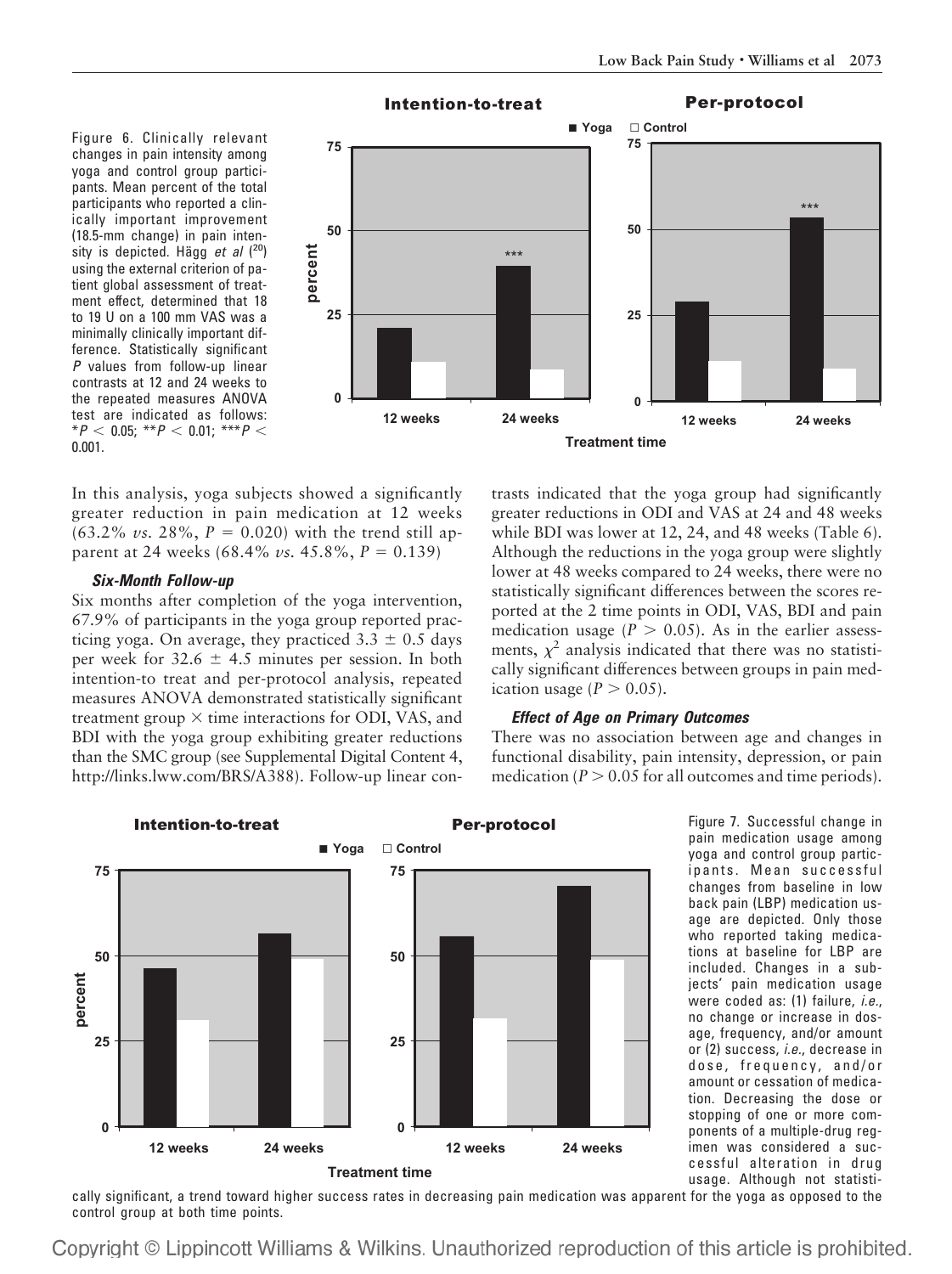Figure 6. Clinically relevant changes in pain intensity among yoga and control group participants. Mean percent of the total participants who reported a clinically important improvement (18.5-mm change) in pain intensity is depicted. Hägg *et al* ([20]) using the external criterion of patient global assessment of treatment effect, determined that 18 to 19 U on a 100 mm VAS was a minimally clinically important difference. Statistically significant *P* values from follow-up linear contrasts at 12 and 24 weeks to the repeated measures ANOVA test are indicated as follows: $*P < 0.05$; $**P < 0.01$; $***P < 0.001$.

In this analysis, yoga subjects showed a significantly greater reduction in pain medication at 12 weeks (63.2% *vs.* 28%, $P = 0.020$) with the trend still apparent at 24 weeks (68.4% *vs.* 45.8%, $P = 0.139$)

### *Six-Month Follow-up*

Six months after completion of the yoga intervention, 67.9% of participants in the yoga group reported practicing yoga. On average, they practiced $3.3 \pm 0.5$ days per week for $32.6 \pm 4.5$ minutes per session. In both intention-to treat and per-protocol analysis, repeated measures ANOVA demonstrated statistically significant treatment group × time interactions for ODI, VAS, and BDI with the yoga group exhibiting greater reductions than the SMC group (see Supplemental Digital Content 4, http://links.lww.com/BRS/A388). Follow-up linear contrasts indicated that the yoga group had significantly greater reductions in ODI and VAS at 24 and 48 weeks while BDI was lower at 12, 24, and 48 weeks (Table 6). Although the reductions in the yoga group were slightly lower at 48 weeks compared to 24 weeks, there were no statistically significant differences between the scores reported at the 2 time points in ODI, VAS, BDI and pain medication usage ($P > 0.05$). As in the earlier assessments, $\chi^2$ analysis indicated that there was no statistically significant differences between groups in pain medication usage ($P > 0.05$).

### *Effect of Age on Primary Outcomes*

There was no association between age and changes in functional disability, pain intensity, depression, or pain medication ($P > 0.05$ for all outcomes and time periods).

Figure 7. Successful change in pain medication usage among yoga and control group participants. Mean successful changes from baseline in low back pain (LBP) medication usage are depicted. Only those who reported taking medications at baseline for LBP are included. Changes in a subjects' pain medication usage were coded as: (1) failure, *i.e.*, no change or increase in dosage, frequency, and/or amount or (2) success, *i.e.*, decrease in dose, frequency, and/or amount or cessation of medication. Decreasing the dose or stopping of one or more components of a multiple-drug regimen was considered a successful alteration in drug usage. Although not statistically significant, a trend toward higher success rates in decreasing pain medication was apparent for the yoga as opposed to the control group at both time points.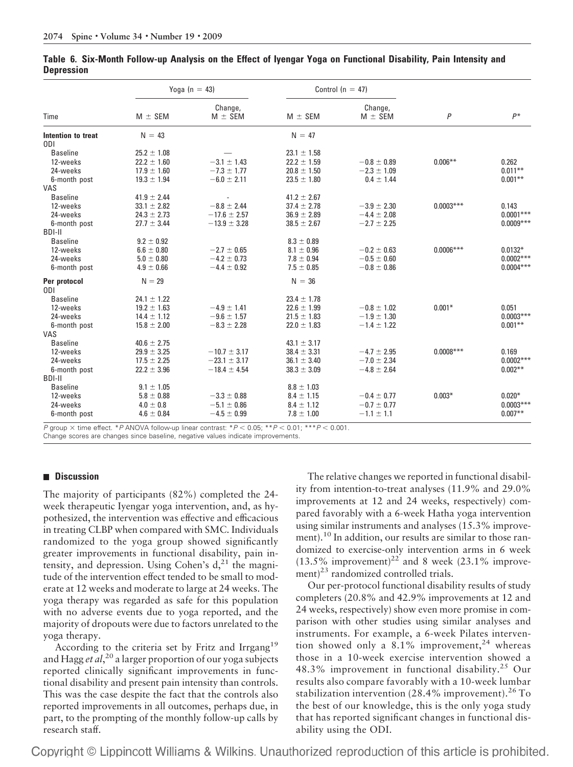**Table 6. Six-Month Follow-up Analysis on the Effect of Iyengar Yoga on Functional Disability, Pain Intensity and Depression**

| | Yoga (n = 43) | | Control (n = 47) | | | |
|---|---|---|---|---|---|---|
| Time | M ± SEM | Change, M ± SEM | M ± SEM | Change, M ± SEM | *P* | *P** |
| **Intention to treat** | N = 43 | | N = 47 | | | |
| ODI | | | | | | |
| Baseline | 25.2 ± 1.08 | — | 23.1 ± 1.58 | | | |
| 12-weeks | 22.2 ± 1.60 | −3.1 ± 1.43 | 22.2 ± 1.59 | −0.8 ± 0.89 | 0.006** | 0.262 |
| 24-weeks | 17.9 ± 1.60 | −7.3 ± 1.77 | 20.8 ± 1.50 | −2.3 ± 1.09 | | 0.011** |
| 6-month post | 19.3 ± 1.94 | −6.0 ± 2.11 | 23.5 ± 1.80 | 0.4 ± 1.44 | | 0.001** |
| VAS | | | | | | |
| Baseline | 41.9 ± 2.44 | - | 41.2 ± 2.67 | | | |
| 12-weeks | 33.1 ± 2.82 | −8.8 ± 2.44 | 37.4 ± 2.78 | −3.9 ± 2.30 | 0.0003*** | 0.143 |
| 24-weeks | 24.3 ± 2.73 | −17.6 ± 2.57 | 36.9 ± 2.89 | −4.4 ± 2.08 | | 0.0001*** |
| 6-month post | 27.7 ± 3.44 | −13.9 ± 3.28 | 38.5 ± 2.67 | −2.7 ± 2.25 | | 0.0009*** |
| BDI-II | | | | | | |
| Baseline | 9.2 ± 0.92 | | 8.3 ± 0.89 | | | |
| 12-weeks | 6.6 ± 0.80 | −2.7 ± 0.65 | 8.1 ± 0.96 | −0.2 ± 0.63 | 0.0006*** | 0.0132* |
| 24-weeks | 5.0 ± 0.80 | −4.2 ± 0.73 | 7.8 ± 0.94 | −0.5 ± 0.60 | | 0.0002*** |
| 6-month post | 4.9 ± 0.66 | −4.4 ± 0.92 | 7.5 ± 0.85 | −0.8 ± 0.86 | | 0.0004*** |
| **Per protocol** | N = 29 | | N = 36 | | | |
| ODI | | | | | | |
| Baseline | 24.1 ± 1.22 | | 23.4 ± 1.78 | | | |
| 12-weeks | 19.2 ± 1.63 | −4.9 ± 1.41 | 22.6 ± 1.99 | −0.8 ± 1.02 | 0.001* | 0.051 |
| 24-weeks | 14.4 ± 1.12 | −9.6 ± 1.57 | 21.5 ± 1.83 | −1.9 ± 1.30 | | 0.0003*** |
| 6-month post | 15.8 ± 2.00 | −8.3 ± 2.28 | 22.0 ± 1.83 | −1.4 ± 1.22 | | 0.001** |
| VAS | | | | | | |
| Baseline | 40.6 ± 2.75 | | 43.1 ± 3.17 | | | |
| 12-weeks | 29.9 ± 3.25 | −10.7 ± 3.17 | 38.4 ± 3.31 | −4.7 ± 2.95 | 0.0008*** | 0.169 |
| 24-weeks | 17.5 ± 2.25 | −23.1 ± 3.17 | 36.1 ± 3.40 | −7.0 ± 2.34 | | 0.0002*** |
| 6-month post | 22.2 ± 3.96 | −18.4 ± 4.54 | 38.3 ± 3.09 | −4.8 ± 2.64 | | 0.002** |
| BDI-II | | | | | | |
| Baseline | 9.1 ± 1.05 | | 8.8 ± 1.03 | | | |
| 12-weeks | 5.8 ± 0.88 | −3.3 ± 0.88 | 8.4 ± 1.15 | −0.4 ± 0.77 | 0.003* | 0.020* |
| 24-weeks | 4.0 ± 0.8 | −5.1 ± 0.86 | 8.4 ± 1.12 | −0.7 ± 0.77 | | 0.0003*** |
| 6-month post | 4.6 ± 0.84 | −4.5 ± 0.99 | 7.8 ± 1.00 | −1.1 ± 1.1 | | 0.007** |

*P* group × time effect. **P* ANOVA follow-up linear contrast: *$P < 0.05$; **$P < 0.01$; ***$P < 0.001$.
Change scores are changes since baseline, negative values indicate improvements.

## Discussion

The majority of participants (82%) completed the 24-week therapeutic Iyengar yoga intervention, and, as hypothesized, the intervention was effective and efficacious in treating CLBP when compared with SMC. Individuals randomized to the yoga group showed significantly greater improvements in functional disability, pain intensity, and depression. Using Cohen's d,[21] the magnitude of the intervention effect tended to be small to moderate at 12 weeks and moderate to large at 24 weeks. The yoga therapy was regarded as safe for this population with no adverse events due to yoga reported, and the majority of dropouts were due to factors unrelated to the yoga therapy.

According to the criteria set by Fritz and Irrgang[19] and Hagg *et al*,[20] a larger proportion of our yoga subjects reported clinically significant improvements in functional disability and present pain intensity than controls. This was the case despite the fact that the controls also reported improvements in all outcomes, perhaps due, in part, to the prompting of the monthly follow-up calls by research staff.

The relative changes we reported in functional disability from intention-to-treat analyses (11.9% and 29.0% improvements at 12 and 24 weeks, respectively) compared favorably with a 6-week Hatha yoga intervention using similar instruments and analyses (15.3% improvement).[10] In addition, our results are similar to those randomized to exercise-only intervention arms in 6 week (13.5% improvement)[22] and 8 week (23.1% improvement)[23] randomized controlled trials.

Our per-protocol functional disability results of study completers (20.8% and 42.9% improvements at 12 and 24 weeks, respectively) show even more promise in comparison with other studies using similar analyses and instruments. For example, a 6-week Pilates intervention showed only a 8.1% improvement,[24] whereas those in a 10-week exercise intervention showed a 48.3% improvement in functional disability.[25] Our results also compare favorably with a 10-week lumbar stabilization intervention (28.4% improvement).[26] To the best of our knowledge, this is the only yoga study that has reported significant changes in functional disability using the ODI.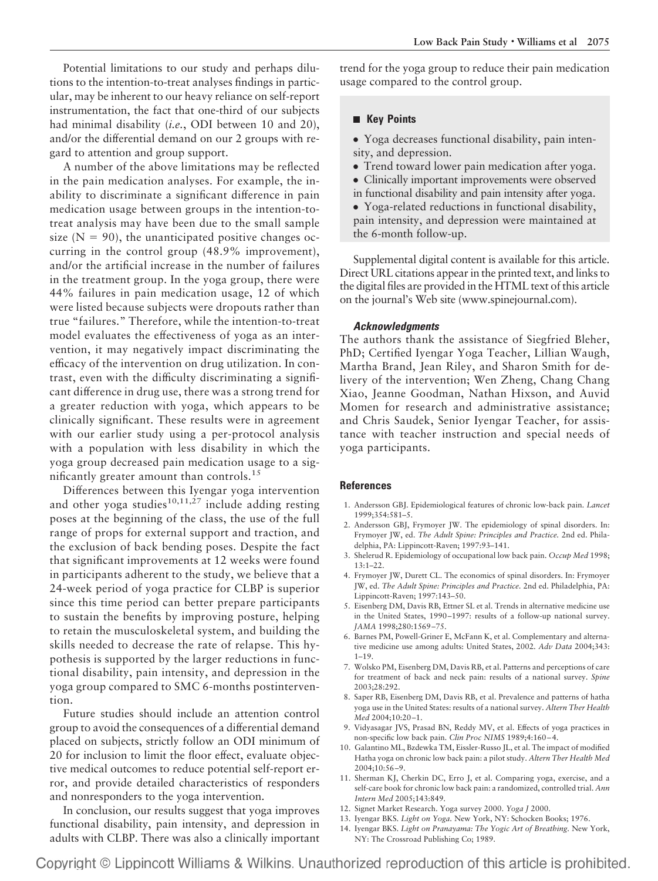Potential limitations to our study and perhaps dilutions to the intention-to-treat analyses findings in particular, may be inherent to our heavy reliance on self-report instrumentation, the fact that one-third of our subjects had minimal disability (*i.e.*, ODI between 10 and 20), and/or the differential demand on our 2 groups with regard to attention and group support.

A number of the above limitations may be reflected in the pain medication analyses. For example, the inability to discriminate a significant difference in pain medication usage between groups in the intention-to-treat analysis may have been due to the small sample size (N = 90), the unanticipated positive changes occurring in the control group (48.9% improvement), and/or the artificial increase in the number of failures in the treatment group. In the yoga group, there were 44% failures in pain medication usage, 12 of which were listed because subjects were dropouts rather than true "failures." Therefore, while the intention-to-treat model evaluates the effectiveness of yoga as an intervention, it may negatively impact discriminating the efficacy of the intervention on drug utilization. In contrast, even with the difficulty discriminating a significant difference in drug use, there was a strong trend for a greater reduction with yoga, which appears to be clinically significant. These results were in agreement with our earlier study using a per-protocol analysis with a population with less disability in which the yoga group decreased pain medication usage to a significantly greater amount than controls.[15]

Differences between this Iyengar yoga intervention and other yoga studies[10,11,27] include adding resting poses at the beginning of the class, the use of the full range of props for external support and traction, and the exclusion of back bending poses. Despite the fact that significant improvements at 12 weeks were found in participants adherent to the study, we believe that a 24-week period of yoga practice for CLBP is superior since this time period can better prepare participants to sustain the benefits by improving posture, helping to retain the musculoskeletal system, and building the skills needed to decrease the rate of relapse. This hypothesis is supported by the larger reductions in functional disability, pain intensity, and depression in the yoga group compared to SMC 6-months postintervention.

Future studies should include an attention control group to avoid the consequences of a differential demand placed on subjects, strictly follow an ODI minimum of 20 for inclusion to limit the floor effect, evaluate objective medical outcomes to reduce potential self-report error, and provide detailed characteristics of responders and nonresponders to the yoga intervention.

In conclusion, our results suggest that yoga improves functional disability, pain intensity, and depression in adults with CLBP. There was also a clinically important trend for the yoga group to reduce their pain medication usage compared to the control group.

## Key Points

- Yoga decreases functional disability, pain intensity, and depression.
- Trend toward lower pain medication after yoga.
- Clinically important improvements were observed in functional disability and pain intensity after yoga.
- Yoga-related reductions in functional disability, pain intensity, and depression were maintained at the 6-month follow-up.

Supplemental digital content is available for this article. Direct URL citations appear in the printed text, and links to the digital files are provided in the HTML text of this article on the journal's Web site (www.spinejournal.com).

### *Acknowledgments*

The authors thank the assistance of Siegfried Bleher, PhD; Certified Iyengar Yoga Teacher, Lillian Waugh, Martha Brand, Jean Riley, and Sharon Smith for delivery of the intervention; Wen Zheng, Chang Chang Xiao, Jeanne Goodman, Nathan Hixson, and Auvid Momen for research and administrative assistance; and Chris Saudek, Senior Iyengar Teacher, for assistance with teacher instruction and special needs of yoga participants.

## References

1. Andersson GBJ. Epidemiological features of chronic low-back pain. *Lancet* 1999;354:581–5.
2. Andersson GBJ, Frymoyer JW. The epidemiology of spinal disorders. In: Frymoyer JW, ed. *The Adult Spine: Principles and Practice*. 2nd ed. Philadelphia, PA: Lippincott-Raven; 1997:93–141.
3. Shelerud R. Epidemiology of occupational low back pain. *Occup Med* 1998; 13:1–22.
4. Frymoyer JW, Durett CL. The economics of spinal disorders. In: Frymoyer JW, ed. *The Adult Spine: Principles and Practice*. 2nd ed. Philadelphia, PA: Lippincott-Raven; 1997:143–50.
5. Eisenberg DM, Davis RB, Ettner SL et al. Trends in alternative medicine use in the United States, 1990–1997: results of a follow-up national survey. *JAMA* 1998;280:1569–75.
6. Barnes PM, Powell-Griner E, McFann K, et al. Complementary and alternative medicine use among adults: United States, 2002. *Adv Data* 2004;343: 1–19.
7. Wolsko PM, Eisenberg DM, Davis RB, et al. Patterns and perceptions of care for treatment of back and neck pain: results of a national survey. *Spine* 2003;28:292.
8. Saper RB, Eisenberg DM, Davis RB, et al. Prevalence and patterns of hatha yoga use in the United States: results of a national survey. *Altern Ther Health Med* 2004;10:20–1.
9. Vidyasagar JVS, Prasad BN, Reddy MV, et al. Effects of yoga practices in non-specific low back pain. *Clin Proc NIMS* 1989;4:160–4.
10. Galantino ML, Bzdewka TM, Eissler-Russo JL, et al. The impact of modified Hatha yoga on chronic low back pain: a pilot study. *Altern Ther Health Med* 2004;10:56–9.
11. Sherman KJ, Cherkin DC, Erro J, et al. Comparing yoga, exercise, and a self-care book for chronic low back pain: a randomized, controlled trial. *Ann Intern Med* 2005;143:849.
12. Signet Market Research. Yoga survey 2000. *Yoga J* 2000.
13. Iyengar BKS. *Light on Yoga*. New York, NY: Schocken Books; 1976.
14. Iyengar BKS. *Light on Pranayama: The Yogic Art of Breathing*. New York, NY: The Crossroad Publishing Co; 1989.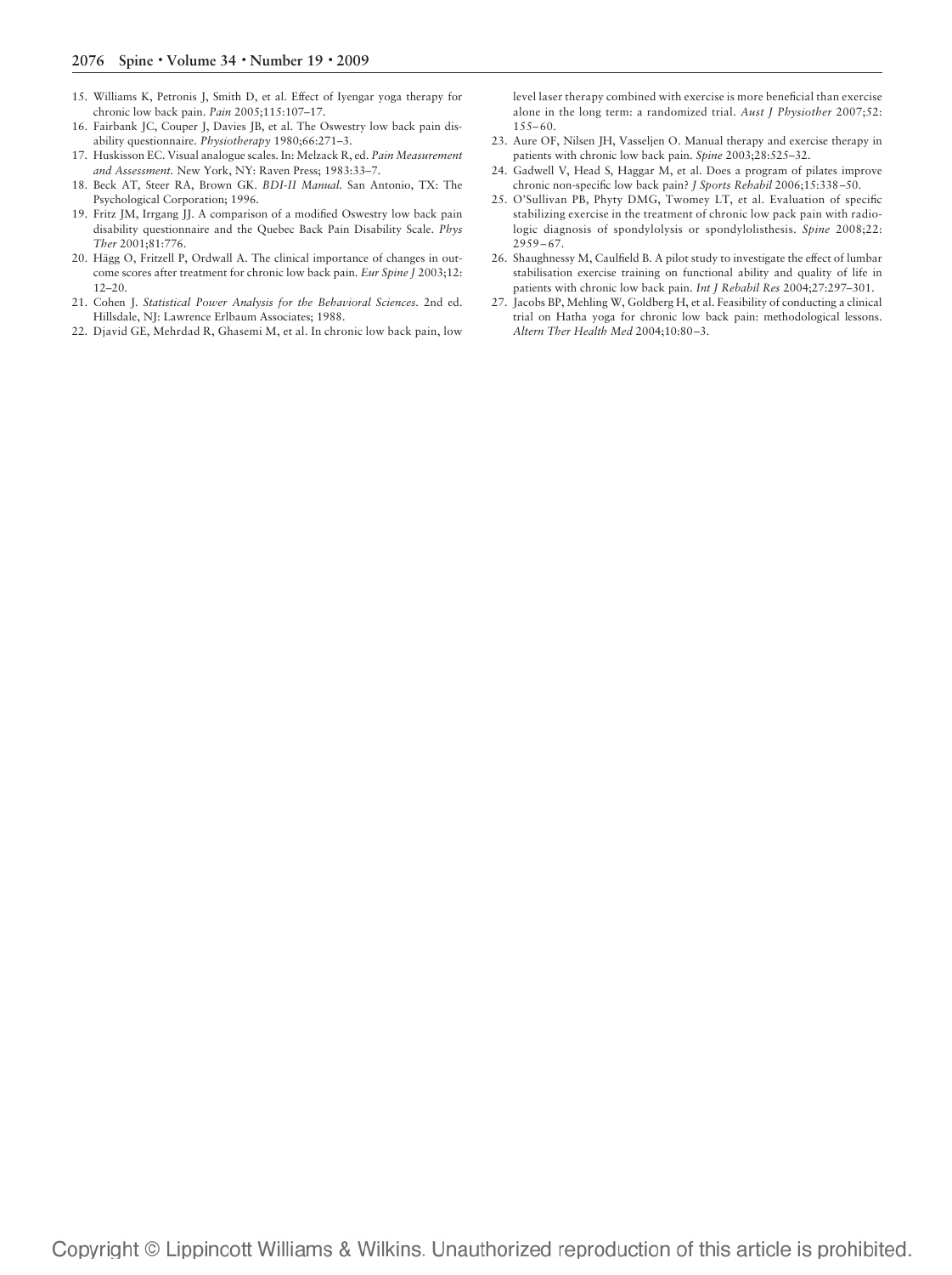15. Williams K, Petronis J, Smith D, et al. Effect of Iyengar yoga therapy for chronic low back pain. *Pain* 2005;115:107–17.
16. Fairbank JC, Couper J, Davies JB, et al. The Oswestry low back pain disability questionnaire. *Physiotherapy* 1980;66:271–3.
17. Huskisson EC. Visual analogue scales. In: Melzack R, ed. *Pain Measurement and Assessment*. New York, NY: Raven Press; 1983:33–7.
18. Beck AT, Steer RA, Brown GK. *BDI-II Manual*. San Antonio, TX: The Psychological Corporation; 1996.
19. Fritz JM, Irrgang JJ. A comparison of a modified Oswestry low back pain disability questionnaire and the Quebec Back Pain Disability Scale. *Phys Ther* 2001;81:776.
20. Hägg O, Fritzell P, Ordwall A. The clinical importance of changes in outcome scores after treatment for chronic low back pain. *Eur Spine J* 2003;12: 12–20.
21. Cohen J. *Statistical Power Analysis for the Behavioral Sciences*. 2nd ed. Hillsdale, NJ: Lawrence Erlbaum Associates; 1988.
22. Djavid GE, Mehrdad R, Ghasemi M, et al. In chronic low back pain, low level laser therapy combined with exercise is more beneficial than exercise alone in the long term: a randomized trial. *Aust J Physiother* 2007;52: 155–60.
23. Aure OF, Nilsen JH, Vasseljen O. Manual therapy and exercise therapy in patients with chronic low back pain. *Spine* 2003;28:525–32.
24. Gadwell V, Head S, Haggar M, et al. Does a program of pilates improve chronic non-specific low back pain? *J Sports Rehabil* 2006;15:338–50.
25. O'Sullivan PB, Phyty DMG, Twomey LT, et al. Evaluation of specific stabilizing exercise in the treatment of chronic low pack pain with radiologic diagnosis of spondylolysis or spondylolisthesis. *Spine* 2008;22: 2959–67.
26. Shaughnessy M, Caulfield B. A pilot study to investigate the effect of lumbar stabilisation exercise training on functional ability and quality of life in patients with chronic low back pain. *Int J Rehabil Res* 2004;27:297–301.
27. Jacobs BP, Mehling W, Goldberg H, et al. Feasibility of conducting a clinical trial on Hatha yoga for chronic low back pain: methodological lessons. *Altern Ther Health Med* 2004;10:80–3.